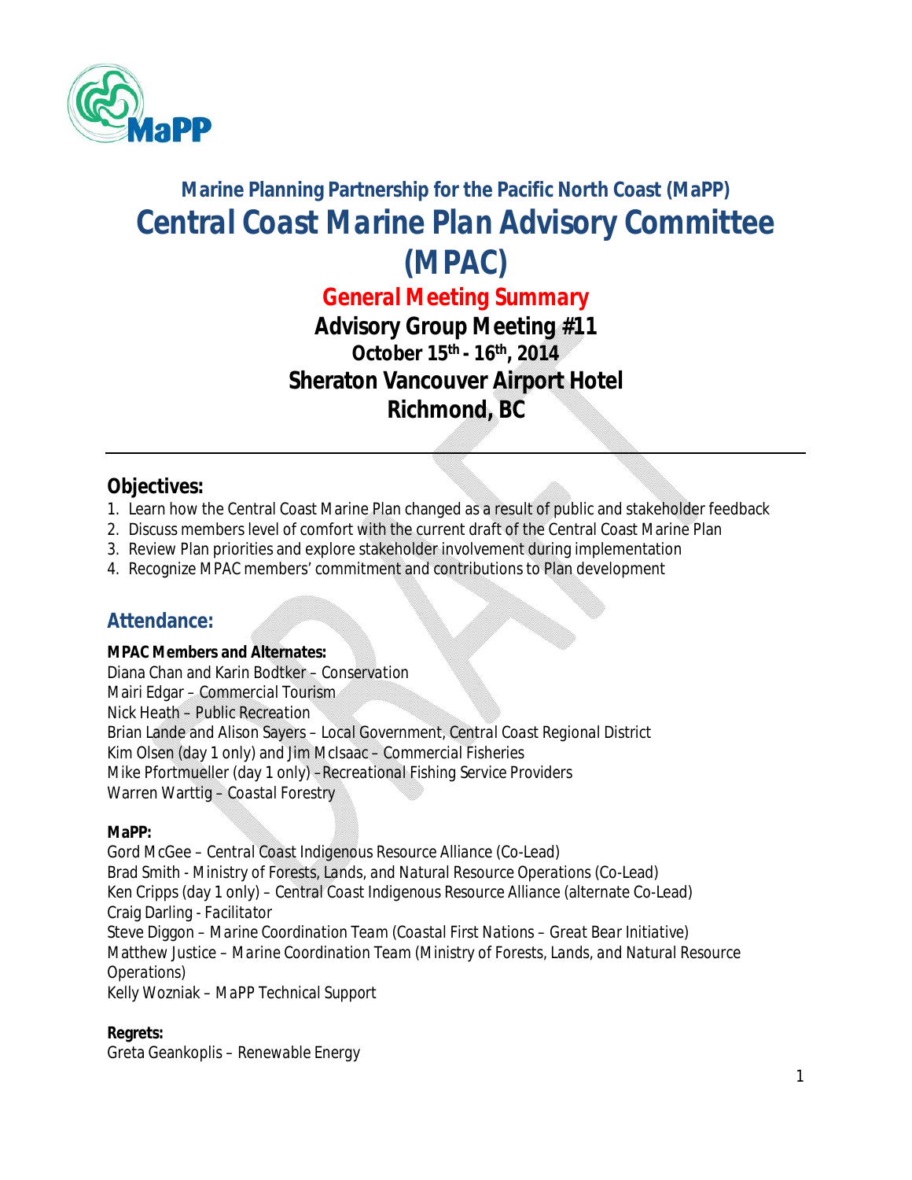## Marine Planning Partnership for the Pacific North Coast (MaPP)

# Central Coast Marine Plan Advisory Committee (MPAC)

## General Meeting Summary

### Advisory Group Meeting #11
### October 15th - 16th, 2014
### Sheraton Vancouver Airport Hotel
### Richmond, BC

---

## Objectives:

1. Learn how the Central Coast Marine Plan changed as a result of public and stakeholder feedback
2. Discuss members level of comfort with the current draft of the Central Coast Marine Plan
3. Review Plan priorities and explore stakeholder involvement during implementation
4. Recognize MPAC members' commitment and contributions to Plan development

## Attendance:

**MPAC Members and Alternates:**
Diana Chan and Karin Bodtker – Conservation
Mairi Edgar – Commercial Tourism
Nick Heath – Public Recreation
Brian Lande and Alison Sayers – Local Government, Central Coast Regional District
Kim Olsen (day 1 only) and Jim McIsaac – Commercial Fisheries
Mike Pfortmueller (day 1 only) – Recreational Fishing Service Providers
Warren Warttig – Coastal Forestry

**MaPP:**
Gord McGee – Central Coast Indigenous Resource Alliance (Co-Lead)
Brad Smith - Ministry of Forests, Lands, and Natural Resource Operations (Co-Lead)
Ken Cripps (day 1 only) – Central Coast Indigenous Resource Alliance (alternate Co-Lead)
Craig Darling - Facilitator
Steve Diggon – Marine Coordination Team (Coastal First Nations – Great Bear Initiative)
Matthew Justice – Marine Coordination Team (Ministry of Forests, Lands, and Natural Resource Operations)
Kelly Wozniak – MaPP Technical Support

**Regrets:**
Greta Geankoplis – Renewable Energy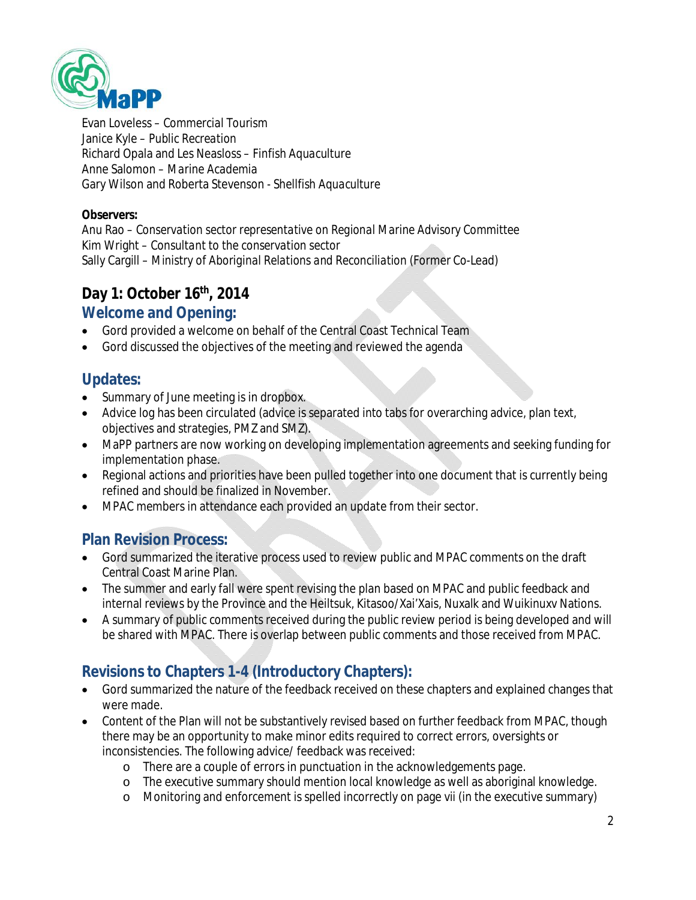Evan Loveless – Commercial Tourism
Janice Kyle – Public Recreation
Richard Opala and Les Neasloss – Finfish Aquaculture
Anne Salomon – Marine Academia
Gary Wilson and Roberta Stevenson - Shellfish Aquaculture

**Observers:**
Anu Rao – Conservation sector representative on Regional Marine Advisory Committee
Kim Wright – Consultant to the conservation sector
Sally Cargill – Ministry of Aboriginal Relations and Reconciliation (Former Co-Lead)

## Day 1: October 16th, 2014

### Welcome and Opening:

- Gord provided a welcome on behalf of the Central Coast Technical Team
- Gord discussed the objectives of the meeting and reviewed the agenda

### Updates:

- Summary of June meeting is in dropbox.
- Advice log has been circulated (advice is separated into tabs for overarching advice, plan text, objectives and strategies, PMZ and SMZ).
- MaPP partners are now working on developing implementation agreements and seeking funding for implementation phase.
- Regional actions and priorities have been pulled together into one document that is currently being refined and should be finalized in November.
- MPAC members in attendance each provided an update from their sector.

### Plan Revision Process:

- Gord summarized the iterative process used to review public and MPAC comments on the draft Central Coast Marine Plan.
- The summer and early fall were spent revising the plan based on MPAC and public feedback and internal reviews by the Province and the Heiltsuk, Kitasoo/Xai'Xais, Nuxalk and Wuikinuxv Nations.
- A summary of public comments received during the public review period is being developed and will be shared with MPAC. There is overlap between public comments and those received from MPAC.

### Revisions to Chapters 1-4 (Introductory Chapters):

- Gord summarized the nature of the feedback received on these chapters and explained changes that were made.
- Content of the Plan will not be substantively revised based on further feedback from MPAC, though there may be an opportunity to make minor edits required to correct errors, oversights or inconsistencies. The following advice/ feedback was received:
  - There are a couple of errors in punctuation in the acknowledgements page.
  - The executive summary should mention local knowledge as well as aboriginal knowledge.
  - Monitoring and enforcement is spelled incorrectly on page vii (in the executive summary)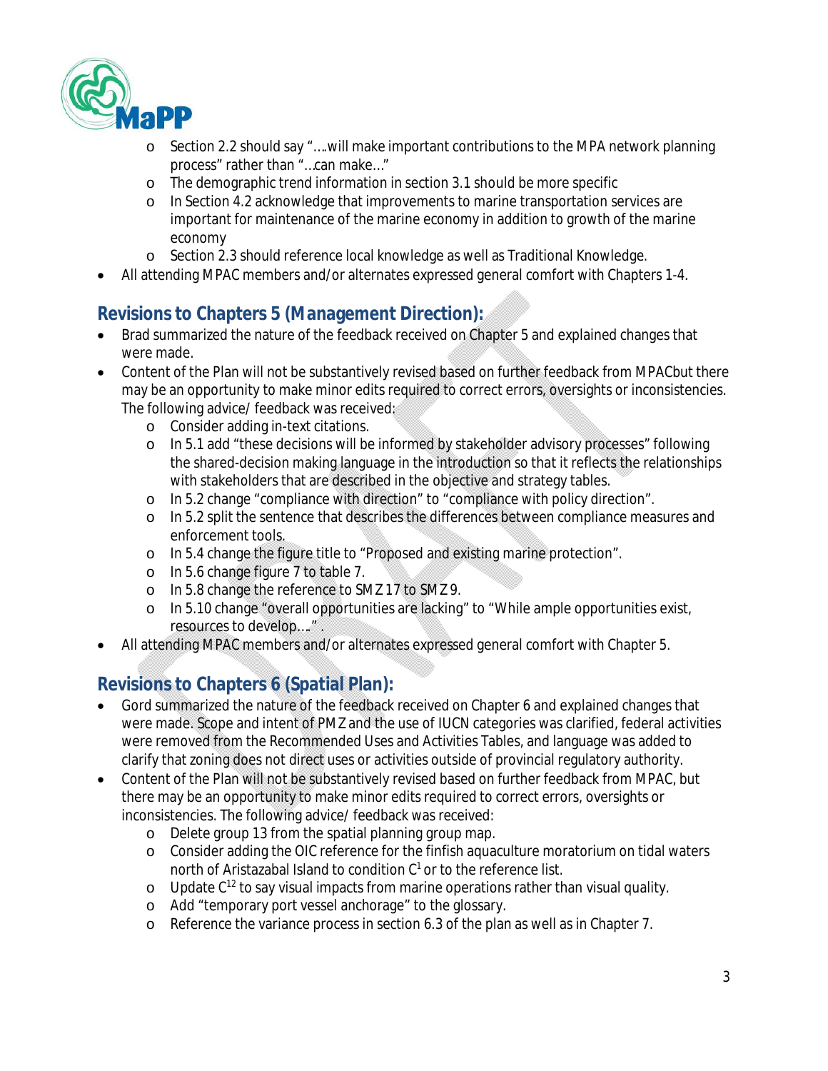- Section 2.2 should say "….will make important contributions to the MPA network planning process" rather than "…can make…"
  - The demographic trend information in section 3.1 should be more specific
  - In Section 4.2 acknowledge that improvements to marine transportation services are important for maintenance of the marine economy in addition to growth of the marine economy
  - Section 2.3 should reference local knowledge as well as Traditional Knowledge.
- All attending MPAC members and/or alternates expressed general comfort with Chapters 1-4.

## Revisions to Chapters 5 (Management Direction):

- Brad summarized the nature of the feedback received on Chapter 5 and explained changes that were made.
- Content of the Plan will not be substantively revised based on further feedback from MPACbut there may be an opportunity to make minor edits required to correct errors, oversights or inconsistencies. The following advice/ feedback was received:
  - Consider adding in-text citations.
  - In 5.1 add "these decisions will be informed by stakeholder advisory processes" following the shared-decision making language in the introduction so that it reflects the relationships with stakeholders that are described in the objective and strategy tables.
  - In 5.2 change "compliance with direction" to "compliance with policy direction".
  - In 5.2 split the sentence that describes the differences between compliance measures and enforcement tools.
  - In 5.4 change the figure title to "Proposed and existing marine protection".
  - In 5.6 change figure 7 to table 7.
  - In 5.8 change the reference to SMZ 17 to SMZ 9.
  - In 5.10 change "overall opportunities are lacking" to "While ample opportunities exist, resources to develop…." .
- All attending MPAC members and/or alternates expressed general comfort with Chapter 5.

## Revisions to Chapters 6 (Spatial Plan):

- Gord summarized the nature of the feedback received on Chapter 6 and explained changes that were made. Scope and intent of PMZ and the use of IUCN categories was clarified, federal activities were removed from the Recommended Uses and Activities Tables, and language was added to clarify that zoning does not direct uses or activities outside of provincial regulatory authority.
- Content of the Plan will not be substantively revised based on further feedback from MPAC, but there may be an opportunity to make minor edits required to correct errors, oversights or inconsistencies. The following advice/ feedback was received:
  - Delete group 13 from the spatial planning group map.
  - Consider adding the OIC reference for the finfish aquaculture moratorium on tidal waters north of Aristazabal Island to condition $C^1$ or to the reference list.
  - Update $C^{12}$ to say visual impacts from marine operations rather than visual quality.
  - Add "temporary port vessel anchorage" to the glossary.
  - Reference the variance process in section 6.3 of the plan as well as in Chapter 7.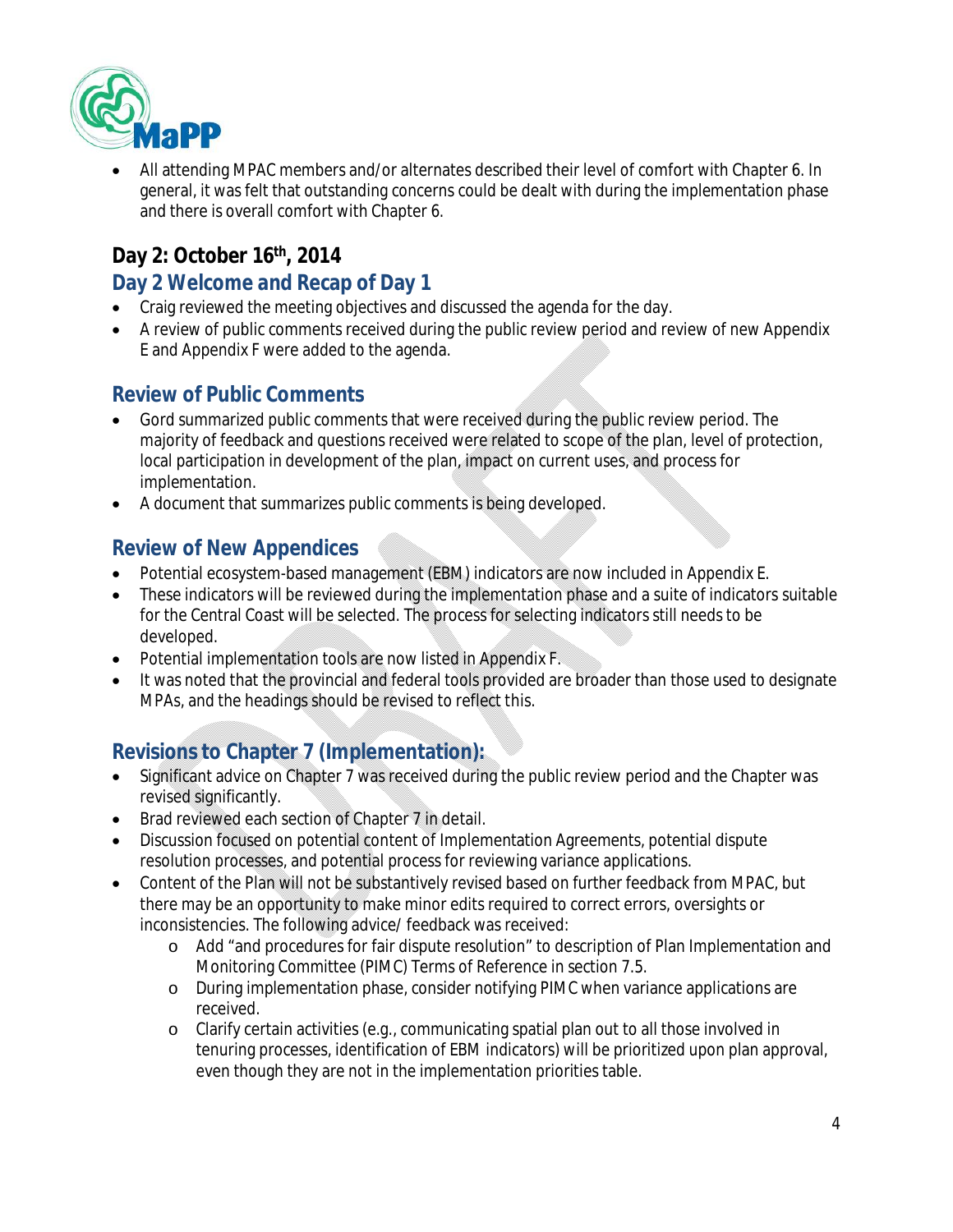- All attending MPAC members and/or alternates described their level of comfort with Chapter 6. In general, it was felt that outstanding concerns could be dealt with during the implementation phase and there is overall comfort with Chapter 6.

## Day 2: October 16th, 2014

### Day 2 Welcome and Recap of Day 1

- Craig reviewed the meeting objectives and discussed the agenda for the day.
- A review of public comments received during the public review period and review of new Appendix E and Appendix F were added to the agenda.

### Review of Public Comments

- Gord summarized public comments that were received during the public review period. The majority of feedback and questions received were related to scope of the plan, level of protection, local participation in development of the plan, impact on current uses, and process for implementation.
- A document that summarizes public comments is being developed.

### Review of New Appendices

- Potential ecosystem-based management (EBM) indicators are now included in Appendix E.
- These indicators will be reviewed during the implementation phase and a suite of indicators suitable for the Central Coast will be selected. The process for selecting indicators still needs to be developed.
- Potential implementation tools are now listed in Appendix F.
- It was noted that the provincial and federal tools provided are broader than those used to designate MPAs, and the headings should be revised to reflect this.

### Revisions to Chapter 7 (Implementation):

- Significant advice on Chapter 7 was received during the public review period and the Chapter was revised significantly.
- Brad reviewed each section of Chapter 7 in detail.
- Discussion focused on potential content of Implementation Agreements, potential dispute resolution processes, and potential process for reviewing variance applications.
- Content of the Plan will not be substantively revised based on further feedback from MPAC, but there may be an opportunity to make minor edits required to correct errors, oversights or inconsistencies. The following advice/ feedback was received:
  - Add "and procedures for fair dispute resolution" to description of Plan Implementation and Monitoring Committee (PIMC) Terms of Reference in section 7.5.
  - During implementation phase, consider notifying PIMC when variance applications are received.
  - Clarify certain activities (e.g., communicating spatial plan out to all those involved in tenuring processes, identification of EBM indicators) will be prioritized upon plan approval, even though they are not in the implementation priorities table.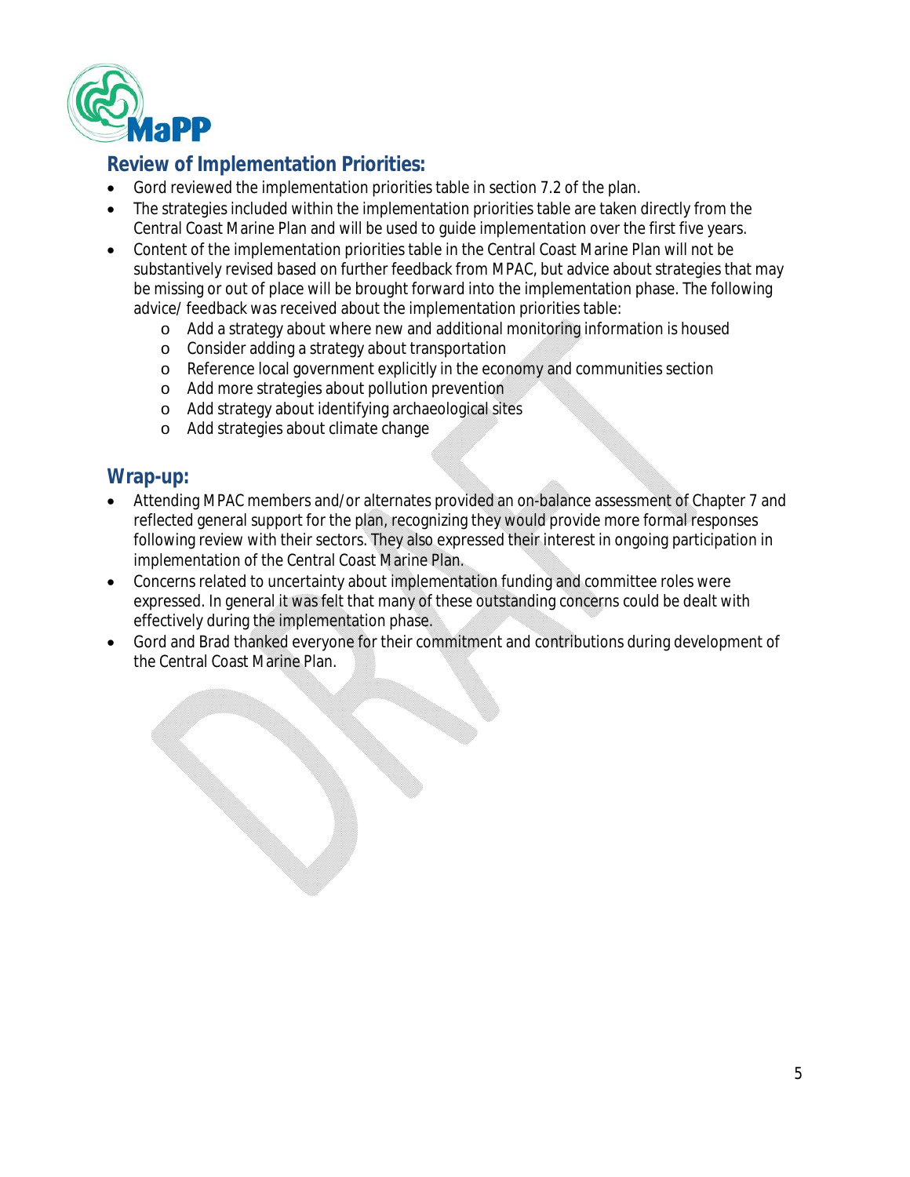## Review of Implementation Priorities:

- Gord reviewed the implementation priorities table in section 7.2 of the plan.
- The strategies included within the implementation priorities table are taken directly from the Central Coast Marine Plan and will be used to guide implementation over the first five years.
- Content of the implementation priorities table in the Central Coast Marine Plan will not be substantively revised based on further feedback from MPAC, but advice about strategies that may be missing or out of place will be brought forward into the implementation phase. The following advice/ feedback was received about the implementation priorities table:
  - Add a strategy about where new and additional monitoring information is housed
  - Consider adding a strategy about transportation
  - Reference local government explicitly in the economy and communities section
  - Add more strategies about pollution prevention
  - Add strategy about identifying archaeological sites
  - Add strategies about climate change

## Wrap-up:

- Attending MPAC members and/or alternates provided an on-balance assessment of Chapter 7 and reflected general support for the plan, recognizing they would provide more formal responses following review with their sectors. They also expressed their interest in ongoing participation in implementation of the Central Coast Marine Plan.
- Concerns related to uncertainty about implementation funding and committee roles were expressed. In general it was felt that many of these outstanding concerns could be dealt with effectively during the implementation phase.
- Gord and Brad thanked everyone for their commitment and contributions during development of the Central Coast Marine Plan.